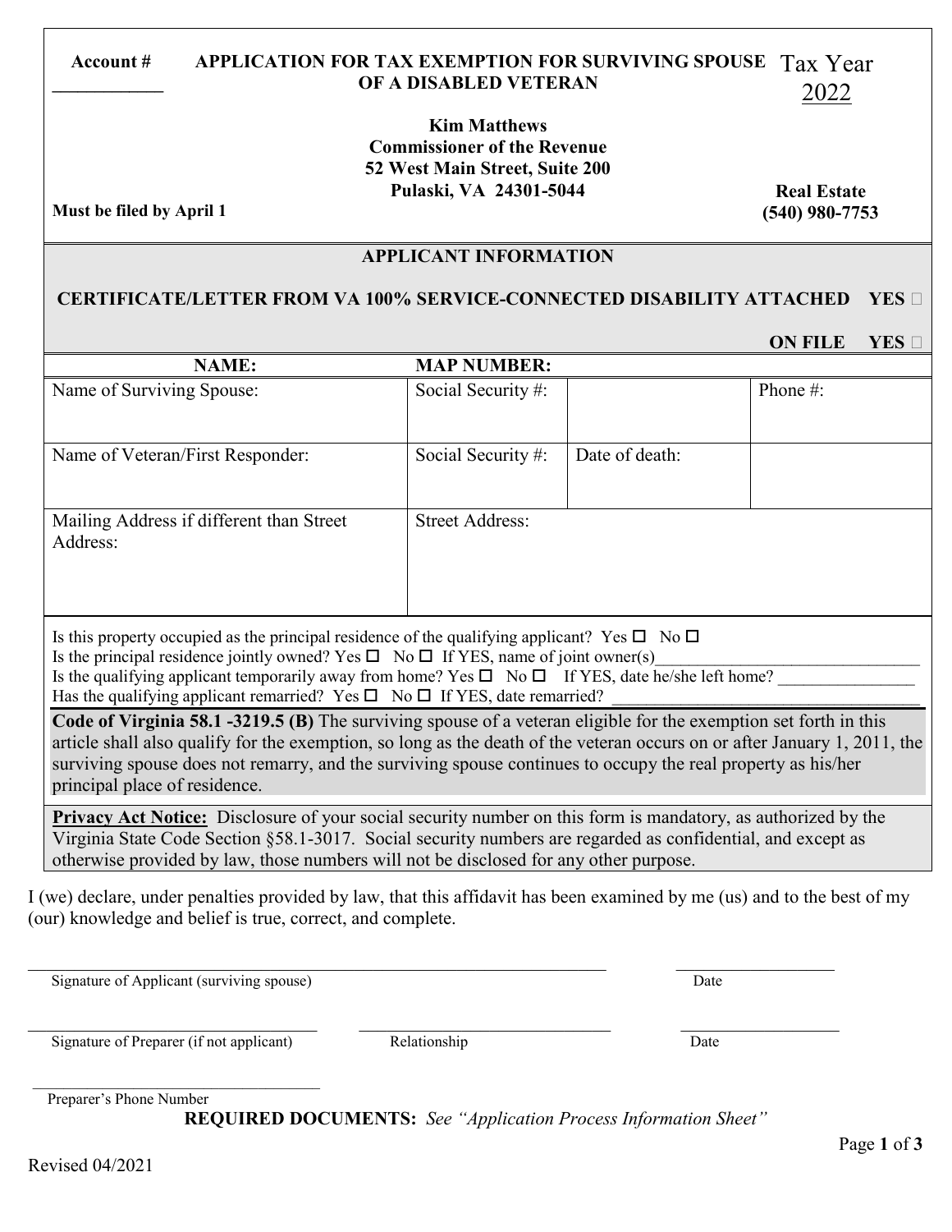**Account #** ___________

**APPLICATION FOR TAX EXEMPTION FOR SURVIVING SPOUSE OF A DISABLED VETERAN**

Tax Year 2022

**Kim Matthews**
**Commissioner of the Revenue**
**52 West Main Street, Suite 200**
**Pulaski, VA 24301-5044**

**Must be filed by April 1**

**Real Estate**
**(540) 980-7753**

## APPLICANT INFORMATION

**CERTIFICATE/LETTER FROM VA 100% SERVICE-CONNECTED DISABILITY ATTACHED YES ☐**

**ON FILE YES ☐**

| **NAME:** | **MAP NUMBER:** | | |
|---|---|---|---|
| Name of Surviving Spouse: | Social Security #: | | Phone #: |
| Name of Veteran/First Responder: | Social Security #: | Date of death: | |
| Mailing Address if different than Street Address: | Street Address: | | |

Is this property occupied as the principal residence of the qualifying applicant? Yes ☐ No ☐
Is the principal residence jointly owned? Yes ☐ No ☐ If YES, name of joint owner(s)_______________________________
Is the qualifying applicant temporarily away from home? Yes ☐ No ☐ If YES, date he/she left home? _______________
Has the qualifying applicant remarried? Yes ☐ No ☐ If YES, date remarried? ____________________________________

**Code of Virginia 58.1 -3219.5 (B)** The surviving spouse of a veteran eligible for the exemption set forth in this article shall also qualify for the exemption, so long as the death of the veteran occurs on or after January 1, 2011, the surviving spouse does not remarry, and the surviving spouse continues to occupy the real property as his/her principal place of residence.

**Privacy Act Notice:** Disclosure of your social security number on this form is mandatory, as authorized by the Virginia State Code Section §58.1-3017. Social security numbers are regarded as confidential, and except as otherwise provided by law, those numbers will not be disclosed for any other purpose.

I (we) declare, under penalties provided by law, that this affidavit has been examined by me (us) and to the best of my (our) knowledge and belief is true, correct, and complete.

_______________________________________________ ____________________
Signature of Applicant (surviving spouse) Date

_______________________ _______________________ ____________________
Signature of Preparer (if not applicant) Relationship Date

_______________________
Preparer's Phone Number

**REQUIRED DOCUMENTS:** *See "Application Process Information Sheet"*

Revised 04/2021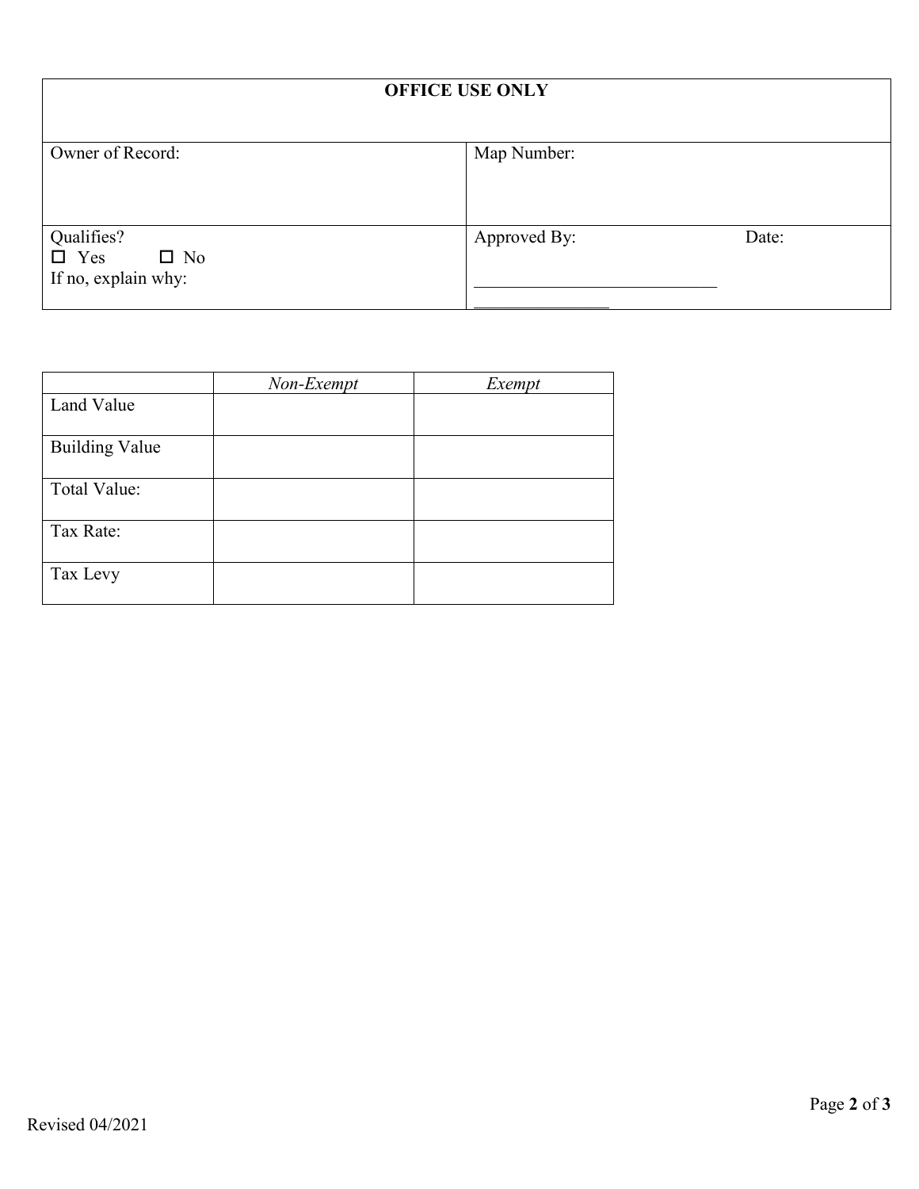| **OFFICE USE ONLY** | |
|---|---|
| Owner of Record: | Map Number: |
| Qualifies?<br>☐ Yes ☐ No<br>If no, explain why: | Approved By: ___________________________ Date: _______________ |

| | *Non-Exempt* | *Exempt* |
|---|---|---|
| Land Value | | |
| Building Value | | |
| Total Value: | | |
| Tax Rate: | | |
| Tax Levy | | |

Revised 04/2021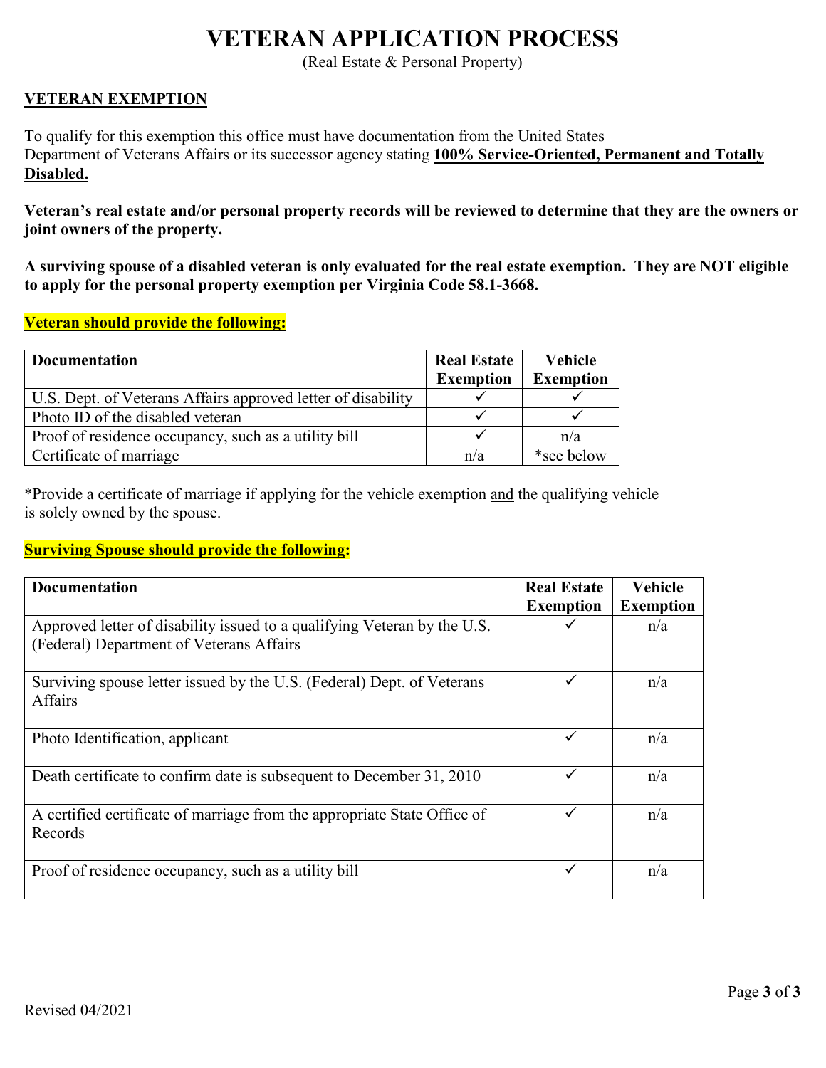# VETERAN APPLICATION PROCESS

(Real Estate & Personal Property)

## VETERAN EXEMPTION

To qualify for this exemption this office must have documentation from the United States Department of Veterans Affairs or its successor agency stating **100% Service-Oriented, Permanent and Totally Disabled.**

**Veteran's real estate and/or personal property records will be reviewed to determine that they are the owners or joint owners of the property.**

**A surviving spouse of a disabled veteran is only evaluated for the real estate exemption. They are NOT eligible to apply for the personal property exemption per Virginia Code 58.1-3668.**

**Veteran should provide the following:**

| Documentation | Real Estate Exemption | Vehicle Exemption |
| --- | --- | --- |
| U.S. Dept. of Veterans Affairs approved letter of disability | ✓ | ✓ |
| Photo ID of the disabled veteran | ✓ | ✓ |
| Proof of residence occupancy, such as a utility bill | ✓ | n/a |
| Certificate of marriage | n/a | *see below |

*Provide a certificate of marriage if applying for the vehicle exemption and the qualifying vehicle is solely owned by the spouse.

**Surviving Spouse should provide the following:**

| Documentation | Real Estate Exemption | Vehicle Exemption |
| --- | --- | --- |
| Approved letter of disability issued to a qualifying Veteran by the U.S. (Federal) Department of Veterans Affairs | ✓ | n/a |
| Surviving spouse letter issued by the U.S. (Federal) Dept. of Veterans Affairs | ✓ | n/a |
| Photo Identification, applicant | ✓ | n/a |
| Death certificate to confirm date is subsequent to December 31, 2010 | ✓ | n/a |
| A certified certificate of marriage from the appropriate State Office of Records | ✓ | n/a |
| Proof of residence occupancy, such as a utility bill | ✓ | n/a |

Revised 04/2021